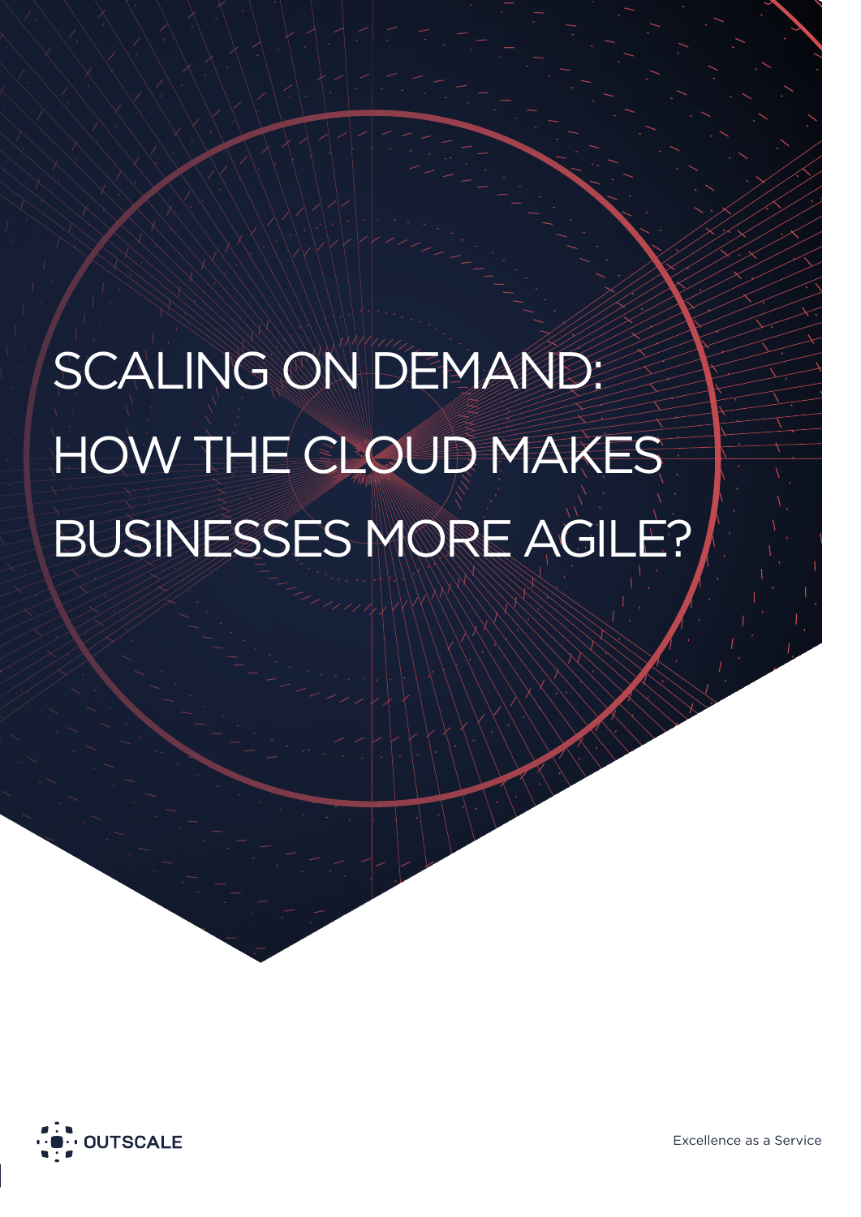# SCALING ON DEMAND: HOW THE CLOUD MAKES BUSINESSES MORE AGILE?

OUTSCALE

Excellence as a Service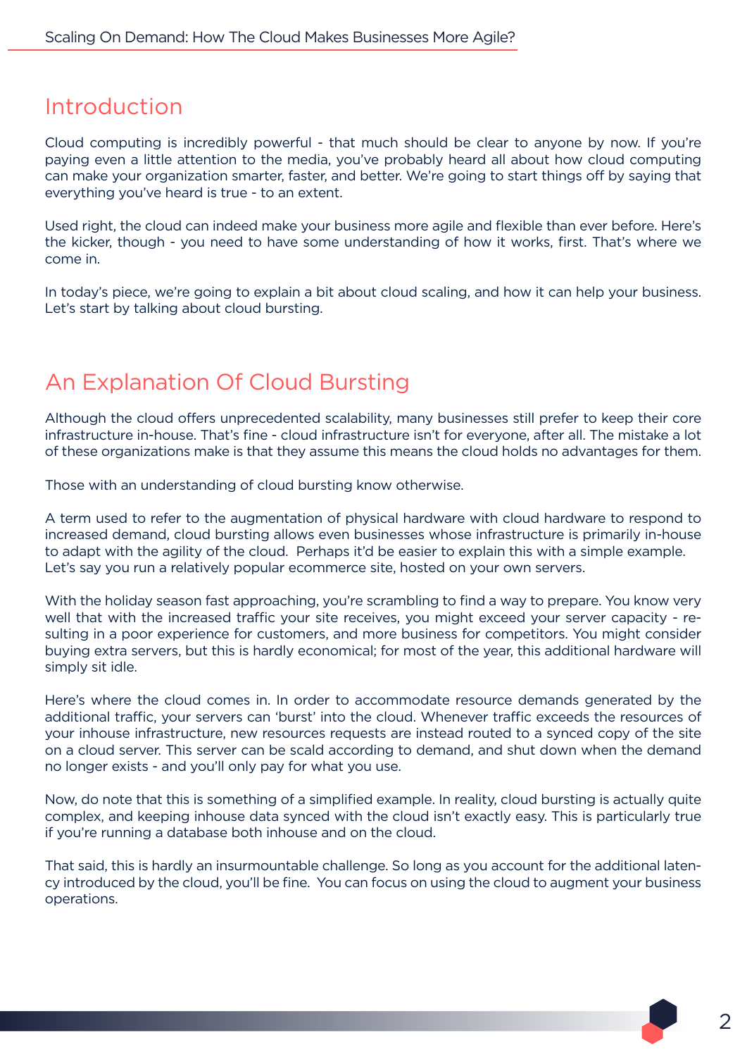## Introduction

Cloud computing is incredibly powerful - that much should be clear to anyone by now. If you're paying even a little attention to the media, you've probably heard all about how cloud computing can make your organization smarter, faster, and better. We're going to start things off by saying that everything you've heard is true - to an extent.

Used right, the cloud can indeed make your business more agile and flexible than ever before. Here's the kicker, though - you need to have some understanding of how it works, first. That's where we come in.

In today's piece, we're going to explain a bit about cloud scaling, and how it can help your business. Let's start by talking about cloud bursting.

## An Explanation Of Cloud Bursting

Although the cloud offers unprecedented scalability, many businesses still prefer to keep their core infrastructure in-house. That's fine - cloud infrastructure isn't for everyone, after all. The mistake a lot of these organizations make is that they assume this means the cloud holds no advantages for them.

Those with an understanding of cloud bursting know otherwise.

A term used to refer to the augmentation of physical hardware with cloud hardware to respond to increased demand, cloud bursting allows even businesses whose infrastructure is primarily in-house to adapt with the agility of the cloud. Perhaps it'd be easier to explain this with a simple example. Let's say you run a relatively popular ecommerce site, hosted on your own servers.

With the holiday season fast approaching, you're scrambling to find a way to prepare. You know very well that with the increased traffic your site receives, you might exceed your server capacity - resulting in a poor experience for customers, and more business for competitors. You might consider buying extra servers, but this is hardly economical; for most of the year, this additional hardware will simply sit idle.

Here's where the cloud comes in. In order to accommodate resource demands generated by the additional traffic, your servers can 'burst' into the cloud. Whenever traffic exceeds the resources of your inhouse infrastructure, new resources requests are instead routed to a synced copy of the site on a cloud server. This server can be scald according to demand, and shut down when the demand no longer exists - and you'll only pay for what you use.

Now, do note that this is something of a simplified example. In reality, cloud bursting is actually quite complex, and keeping inhouse data synced with the cloud isn't exactly easy. This is particularly true if you're running a database both inhouse and on the cloud.

That said, this is hardly an insurmountable challenge. So long as you account for the additional latency introduced by the cloud, you'll be fine. You can focus on using the cloud to augment your business operations.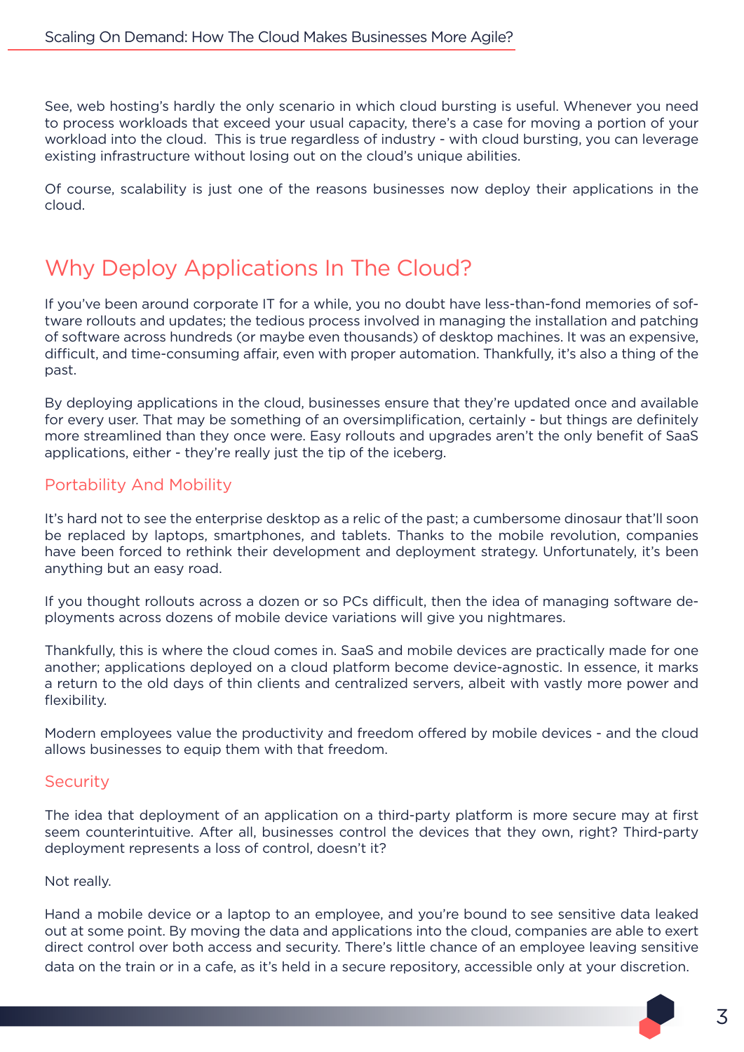See, web hosting's hardly the only scenario in which cloud bursting is useful. Whenever you need to process workloads that exceed your usual capacity, there's a case for moving a portion of your workload into the cloud. This is true regardless of industry - with cloud bursting, you can leverage existing infrastructure without losing out on the cloud's unique abilities.

Of course, scalability is just one of the reasons businesses now deploy their applications in the cloud.

## Why Deploy Applications In The Cloud?

If you've been around corporate IT for a while, you no doubt have less-than-fond memories of software rollouts and updates; the tedious process involved in managing the installation and patching of software across hundreds (or maybe even thousands) of desktop machines. It was an expensive, difficult, and time-consuming affair, even with proper automation. Thankfully, it's also a thing of the past.

By deploying applications in the cloud, businesses ensure that they're updated once and available for every user. That may be something of an oversimplification, certainly - but things are definitely more streamlined than they once were. Easy rollouts and upgrades aren't the only benefit of SaaS applications, either - they're really just the tip of the iceberg.

### Portability And Mobility

It's hard not to see the enterprise desktop as a relic of the past; a cumbersome dinosaur that'll soon be replaced by laptops, smartphones, and tablets. Thanks to the mobile revolution, companies have been forced to rethink their development and deployment strategy. Unfortunately, it's been anything but an easy road.

If you thought rollouts across a dozen or so PCs difficult, then the idea of managing software deployments across dozens of mobile device variations will give you nightmares.

Thankfully, this is where the cloud comes in. SaaS and mobile devices are practically made for one another; applications deployed on a cloud platform become device-agnostic. In essence, it marks a return to the old days of thin clients and centralized servers, albeit with vastly more power and flexibility.

Modern employees value the productivity and freedom offered by mobile devices - and the cloud allows businesses to equip them with that freedom.

### Security

The idea that deployment of an application on a third-party platform is more secure may at first seem counterintuitive. After all, businesses control the devices that they own, right? Third-party deployment represents a loss of control, doesn't it?

Not really.

Hand a mobile device or a laptop to an employee, and you're bound to see sensitive data leaked out at some point. By moving the data and applications into the cloud, companies are able to exert direct control over both access and security. There's little chance of an employee leaving sensitive data on the train or in a cafe, as it's held in a secure repository, accessible only at your discretion.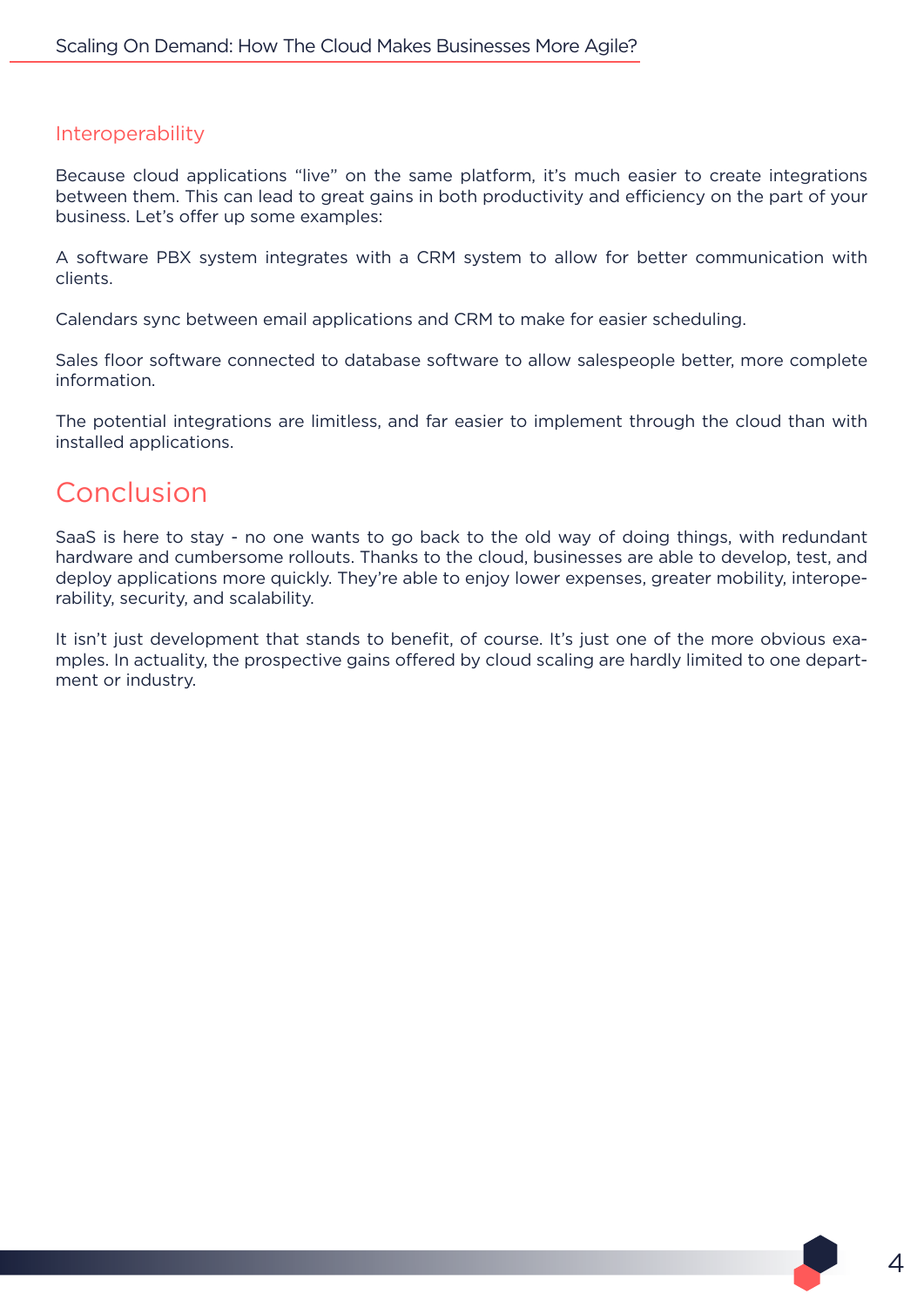### Interoperability

Because cloud applications "live" on the same platform, it's much easier to create integrations between them. This can lead to great gains in both productivity and efficiency on the part of your business. Let's offer up some examples:

A software PBX system integrates with a CRM system to allow for better communication with clients.

Calendars sync between email applications and CRM to make for easier scheduling.

Sales floor software connected to database software to allow salespeople better, more complete information.

The potential integrations are limitless, and far easier to implement through the cloud than with installed applications.

## Conclusion

SaaS is here to stay - no one wants to go back to the old way of doing things, with redundant hardware and cumbersome rollouts. Thanks to the cloud, businesses are able to develop, test, and deploy applications more quickly. They're able to enjoy lower expenses, greater mobility, interoperability, security, and scalability.

It isn't just development that stands to benefit, of course. It's just one of the more obvious examples. In actuality, the prospective gains offered by cloud scaling are hardly limited to one department or industry.